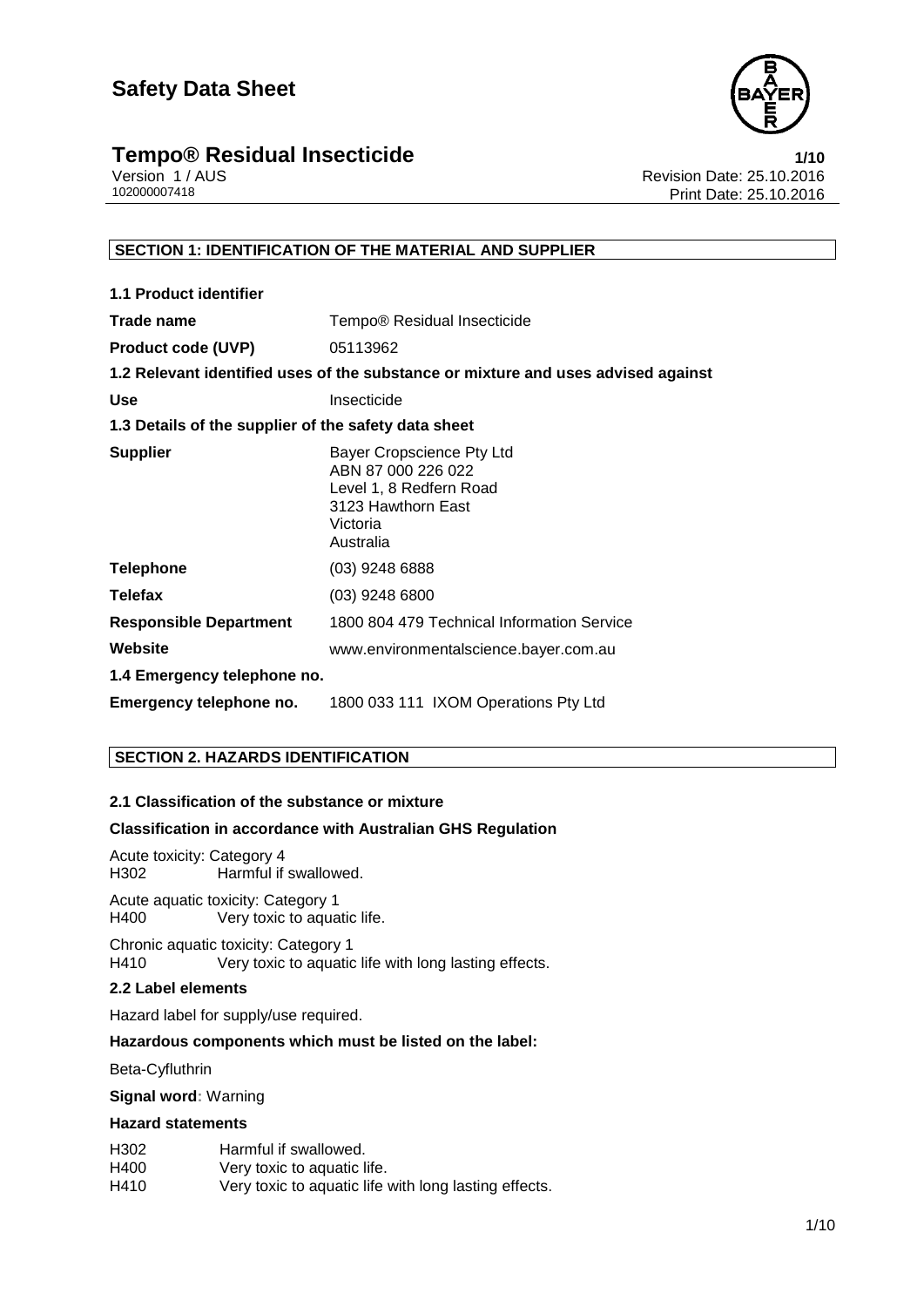# Safety Data Sheet

## Tempo® Residual Insecticide

Version 1 / AUS
102000007418

Revision Date: 25.10.2016
Print Date: 25.10.2016

### SECTION 1: IDENTIFICATION OF THE MATERIAL AND SUPPLIER

**1.1 Product identifier**

| | |
|---|---|
| **Trade name** | Tempo® Residual Insecticide |
| **Product code (UVP)** | 05113962 |

**1.2 Relevant identified uses of the substance or mixture and uses advised against**

| | |
|---|---|
| **Use** | Insecticide |

**1.3 Details of the supplier of the safety data sheet**

| | |
|---|---|
| **Supplier** | Bayer Cropscience Pty Ltd<br>ABN 87 000 226 022<br>Level 1, 8 Redfern Road<br>3123 Hawthorn East<br>Victoria<br>Australia |
| **Telephone** | (03) 9248 6888 |
| **Telefax** | (03) 9248 6800 |
| **Responsible Department** | 1800 804 479 Technical Information Service |
| **Website** | www.environmentalscience.bayer.com.au |

**1.4 Emergency telephone no.**

| | |
|---|---|
| **Emergency telephone no.** | 1800 033 111 IXOM Operations Pty Ltd |

### SECTION 2. HAZARDS IDENTIFICATION

**2.1 Classification of the substance or mixture**

**Classification in accordance with Australian GHS Regulation**

Acute toxicity: Category 4
H302 Harmful if swallowed.

Acute aquatic toxicity: Category 1
H400 Very toxic to aquatic life.

Chronic aquatic toxicity: Category 1
H410 Very toxic to aquatic life with long lasting effects.

**2.2 Label elements**

Hazard label for supply/use required.

**Hazardous components which must be listed on the label:**

Beta-Cyfluthrin

**Signal word:** Warning

**Hazard statements**

H302 Harmful if swallowed.
H400 Very toxic to aquatic life.
H410 Very toxic to aquatic life with long lasting effects.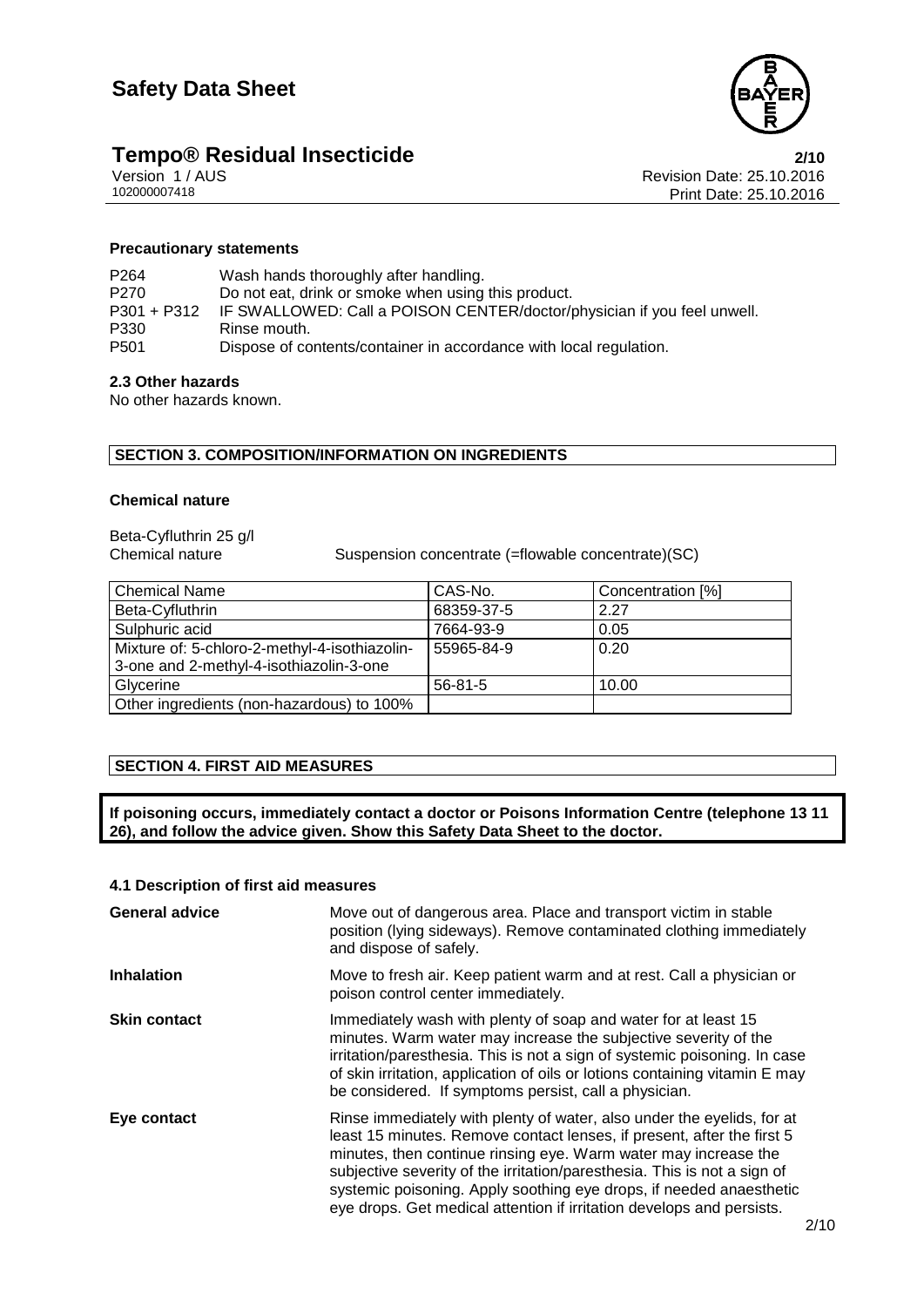#### Precautionary statements

| | |
|---|---|
| P264 | Wash hands thoroughly after handling. |
| P270 | Do not eat, drink or smoke when using this product. |
| P301 + P312 | IF SWALLOWED: Call a POISON CENTER/doctor/physician if you feel unwell. |
| P330 | Rinse mouth. |
| P501 | Dispose of contents/container in accordance with local regulation. |

#### 2.3 Other hazards

No other hazards known.

## SECTION 3. COMPOSITION/INFORMATION ON INGREDIENTS

#### Chemical nature

Beta-Cyfluthrin 25 g/l

Chemical nature Suspension concentrate (=flowable concentrate)(SC)

| Chemical Name | CAS-No. | Concentration [%] |
|---|---|---|
| Beta-Cyfluthrin | 68359-37-5 | 2.27 |
| Sulphuric acid | 7664-93-9 | 0.05 |
| Mixture of: 5-chloro-2-methyl-4-isothiazolin-3-one and 2-methyl-4-isothiazolin-3-one | 55965-84-9 | 0.20 |
| Glycerine | 56-81-5 | 10.00 |
| Other ingredients (non-hazardous) to 100% | | |

## SECTION 4. FIRST AID MEASURES

**If poisoning occurs, immediately contact a doctor or Poisons Information Centre (telephone 13 11 26), and follow the advice given. Show this Safety Data Sheet to the doctor.**

#### 4.1 Description of first aid measures

| | |
|---|---|
| **General advice** | Move out of dangerous area. Place and transport victim in stable position (lying sideways). Remove contaminated clothing immediately and dispose of safely. |
| **Inhalation** | Move to fresh air. Keep patient warm and at rest. Call a physician or poison control center immediately. |
| **Skin contact** | Immediately wash with plenty of soap and water for at least 15 minutes. Warm water may increase the subjective severity of the irritation/paresthesia. This is not a sign of systemic poisoning. In case of skin irritation, application of oils or lotions containing vitamin E may be considered. If symptoms persist, call a physician. |
| **Eye contact** | Rinse immediately with plenty of water, also under the eyelids, for at least 15 minutes. Remove contact lenses, if present, after the first 5 minutes, then continue rinsing eye. Warm water may increase the subjective severity of the irritation/paresthesia. This is not a sign of systemic poisoning. Apply soothing eye drops, if needed anaesthetic eye drops. Get medical attention if irritation develops and persists. |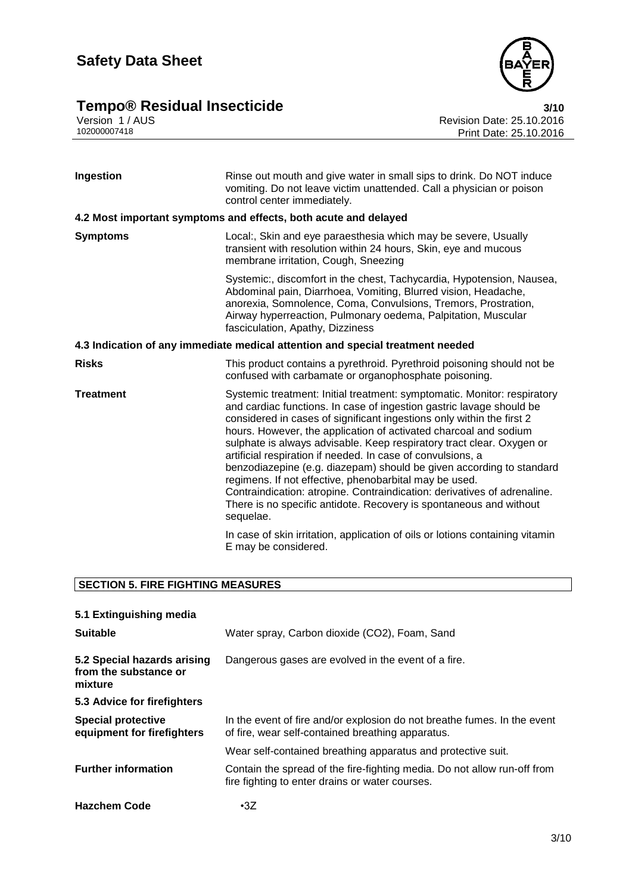| | |
|---|---|
| **Ingestion** | Rinse out mouth and give water in small sips to drink. Do NOT induce vomiting. Do not leave victim unattended. Call a physician or poison control center immediately. |

**4.2 Most important symptoms and effects, both acute and delayed**

| | |
|---|---|
| **Symptoms** | Local:, Skin and eye paraesthesia which may be severe, Usually transient with resolution within 24 hours, Skin, eye and mucous membrane irritation, Cough, Sneezing<br><br>Systemic:, discomfort in the chest, Tachycardia, Hypotension, Nausea, Abdominal pain, Diarrhoea, Vomiting, Blurred vision, Headache, anorexia, Somnolence, Coma, Convulsions, Tremors, Prostration, Airway hyperreaction, Pulmonary oedema, Palpitation, Muscular fasciculation, Apathy, Dizziness |

**4.3 Indication of any immediate medical attention and special treatment needed**

| | |
|---|---|
| **Risks** | This product contains a pyrethroid. Pyrethroid poisoning should not be confused with carbamate or organophosphate poisoning. |
| **Treatment** | Systemic treatment: Initial treatment: symptomatic. Monitor: respiratory and cardiac functions. In case of ingestion gastric lavage should be considered in cases of significant ingestions only within the first 2 hours. However, the application of activated charcoal and sodium sulphate is always advisable. Keep respiratory tract clear. Oxygen or artificial respiration if needed. In case of convulsions, a benzodiazepine (e.g. diazepam) should be given according to standard regimens. If not effective, phenobarbital may be used. Contraindication: atropine. Contraindication: derivatives of adrenaline. There is no specific antidote. Recovery is spontaneous and without sequelae.<br><br>In case of skin irritation, application of oils or lotions containing vitamin E may be considered. |

## SECTION 5. FIRE FIGHTING MEASURES

**5.1 Extinguishing media**

| | |
|---|---|
| **Suitable** | Water spray, Carbon dioxide ($CO_2$), Foam, Sand |
| **5.2 Special hazards arising from the substance or mixture** | Dangerous gases are evolved in the event of a fire. |

**5.3 Advice for firefighters**

| | |
|---|---|
| **Special protective equipment for firefighters** | In the event of fire and/or explosion do not breathe fumes. In the event of fire, wear self-contained breathing apparatus.<br><br>Wear self-contained breathing apparatus and protective suit. |
| **Further information** | Contain the spread of the fire-fighting media. Do not allow run-off from fire fighting to enter drains or water courses. |
| **Hazchem Code** | •3Z |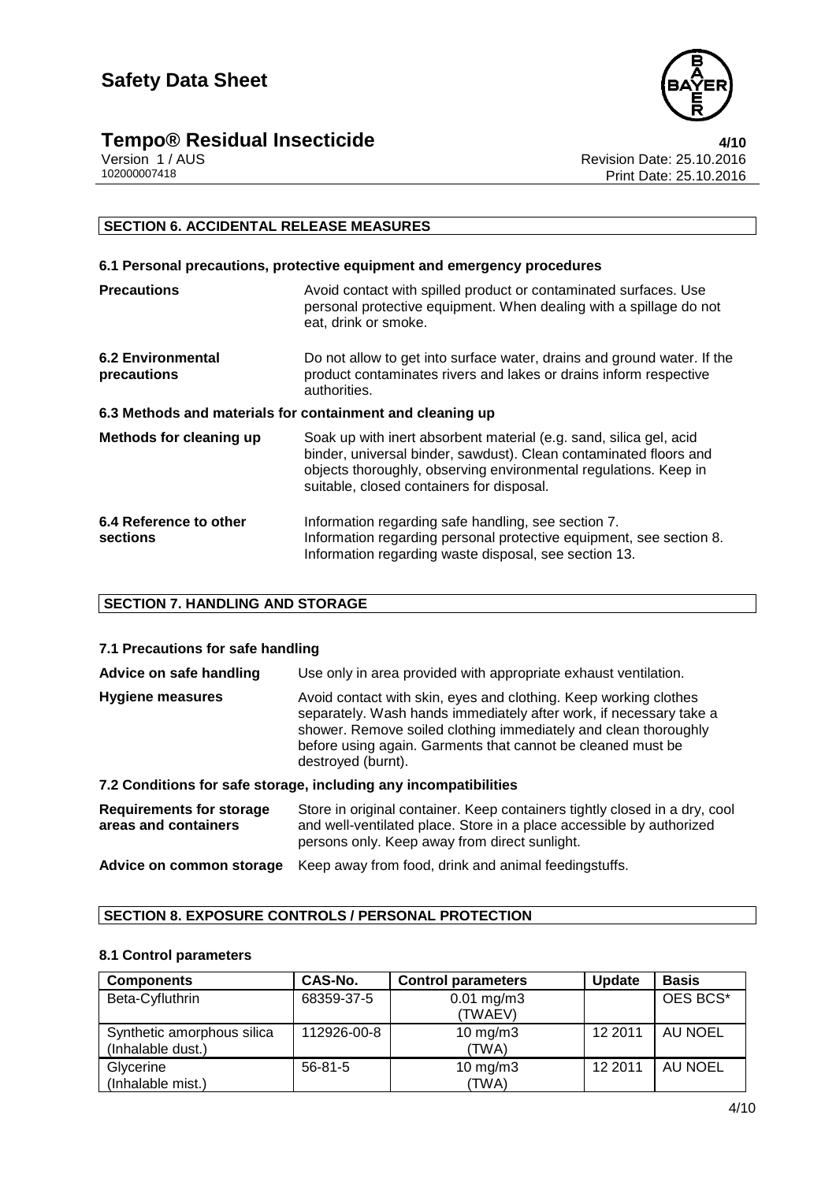## SECTION 6. ACCIDENTAL RELEASE MEASURES

### 6.1 Personal precautions, protective equipment and emergency procedures

**Precautions** Avoid contact with spilled product or contaminated surfaces. Use personal protective equipment. When dealing with a spillage do not eat, drink or smoke.

**6.2 Environmental precautions** Do not allow to get into surface water, drains and ground water. If the product contaminates rivers and lakes or drains inform respective authorities.

### 6.3 Methods and materials for containment and cleaning up

**Methods for cleaning up** Soak up with inert absorbent material (e.g. sand, silica gel, acid binder, universal binder, sawdust). Clean contaminated floors and objects thoroughly, observing environmental regulations. Keep in suitable, closed containers for disposal.

**6.4 Reference to other sections** Information regarding safe handling, see section 7.
Information regarding personal protective equipment, see section 8.
Information regarding waste disposal, see section 13.

## SECTION 7. HANDLING AND STORAGE

### 7.1 Precautions for safe handling

**Advice on safe handling** Use only in area provided with appropriate exhaust ventilation.

**Hygiene measures** Avoid contact with skin, eyes and clothing. Keep working clothes separately. Wash hands immediately after work, if necessary take a shower. Remove soiled clothing immediately and clean thoroughly before using again. Garments that cannot be cleaned must be destroyed (burnt).

### 7.2 Conditions for safe storage, including any incompatibilities

**Requirements for storage areas and containers** Store in original container. Keep containers tightly closed in a dry, cool and well-ventilated place. Store in a place accessible by authorized persons only. Keep away from direct sunlight.

**Advice on common storage** Keep away from food, drink and animal feedingstuffs.

## SECTION 8. EXPOSURE CONTROLS / PERSONAL PROTECTION

### 8.1 Control parameters

| Components | CAS-No. | Control parameters | Update | Basis |
|---|---|---|---|---|
| Beta-Cyfluthrin | 68359-37-5 | 0.01 mg/m3 (TWAEV) | | OES BCS* |
| Synthetic amorphous silica (Inhalable dust.) | 112926-00-8 | 10 mg/m3 (TWA) | 12 2011 | AU NOEL |
| Glycerine (Inhalable mist.) | 56-81-5 | 10 mg/m3 (TWA) | 12 2011 | AU NOEL |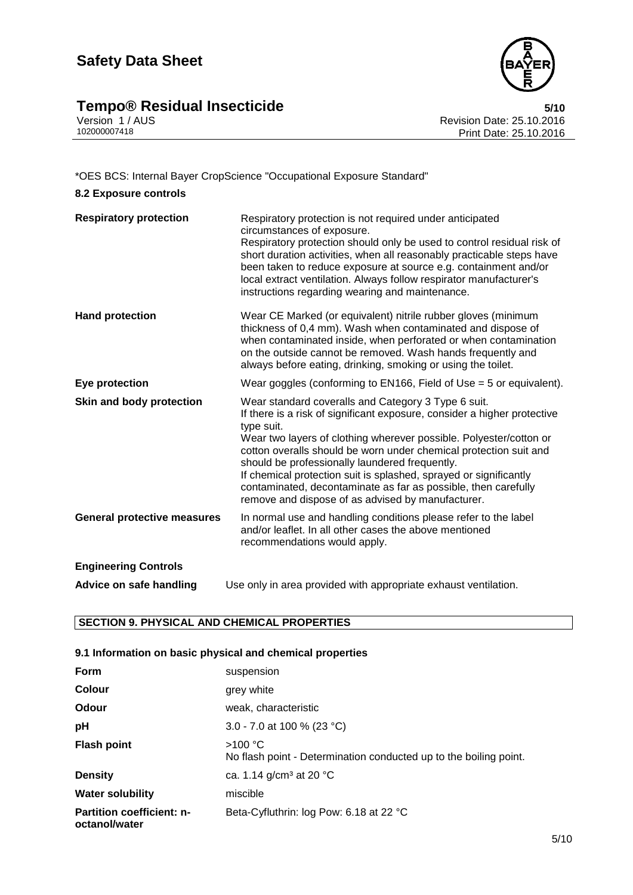\*OES BCS: Internal Bayer CropScience "Occupational Exposure Standard"

**8.2 Exposure controls**

| | |
|---|---|
| **Respiratory protection** | Respiratory protection is not required under anticipated circumstances of exposure.<br>Respiratory protection should only be used to control residual risk of short duration activities, when all reasonably practicable steps have been taken to reduce exposure at source e.g. containment and/or local extract ventilation. Always follow respirator manufacturer's instructions regarding wearing and maintenance. |
| **Hand protection** | Wear CE Marked (or equivalent) nitrile rubber gloves (minimum thickness of 0,4 mm). Wash when contaminated and dispose of when contaminated inside, when perforated or when contamination on the outside cannot be removed. Wash hands frequently and always before eating, drinking, smoking or using the toilet. |
| **Eye protection** | Wear goggles (conforming to EN166, Field of Use = 5 or equivalent). |
| **Skin and body protection** | Wear standard coveralls and Category 3 Type 6 suit.<br>If there is a risk of significant exposure, consider a higher protective type suit.<br>Wear two layers of clothing wherever possible. Polyester/cotton or cotton overalls should be worn under chemical protection suit and should be professionally laundered frequently.<br>If chemical protection suit is splashed, sprayed or significantly contaminated, decontaminate as far as possible, then carefully remove and dispose of as advised by manufacturer. |
| **General protective measures** | In normal use and handling conditions please refer to the label and/or leaflet. In all other cases the above mentioned recommendations would apply. |

**Engineering Controls**

| | |
|---|---|
| **Advice on safe handling** | Use only in area provided with appropriate exhaust ventilation. |

## SECTION 9. PHYSICAL AND CHEMICAL PROPERTIES

**9.1 Information on basic physical and chemical properties**

| | |
|---|---|
| **Form** | suspension |
| **Colour** | grey white |
| **Odour** | weak, characteristic |
| **pH** | 3.0 - 7.0 at 100 % (23 °C) |
| **Flash point** | >100 °C<br>No flash point - Determination conducted up to the boiling point. |
| **Density** | ca. 1.14 g/cm³ at 20 °C |
| **Water solubility** | miscible |
| **Partition coefficient: n-octanol/water** | Beta-Cyfluthrin: log Pow: 6.18 at 22 °C |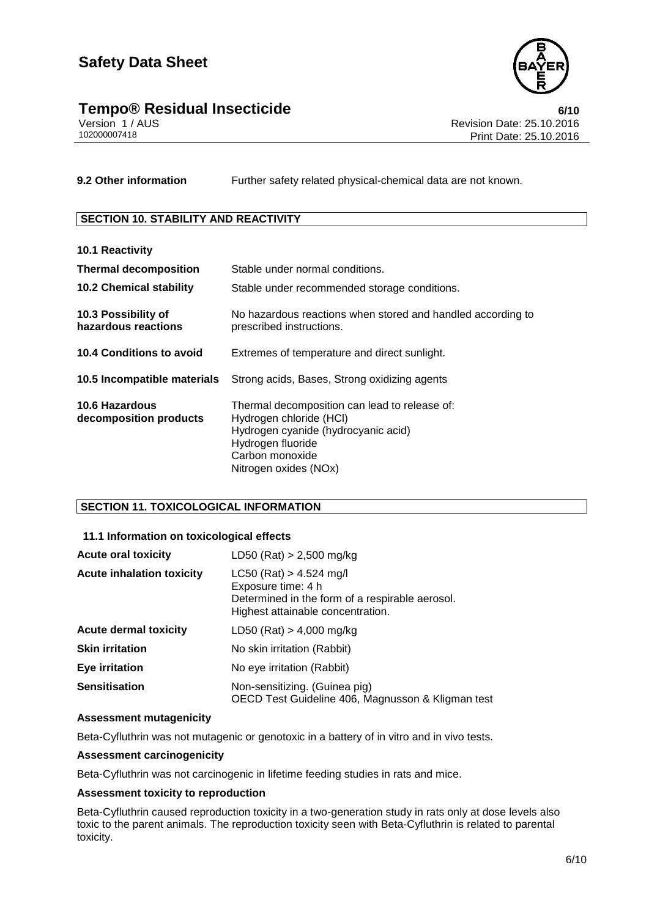**9.2 Other information** Further safety related physical-chemical data are not known.

## SECTION 10. STABILITY AND REACTIVITY

| | |
|---|---|
| **10.1 Reactivity** | |
| **Thermal decomposition** | Stable under normal conditions. |
| **10.2 Chemical stability** | Stable under recommended storage conditions. |
| **10.3 Possibility of hazardous reactions** | No hazardous reactions when stored and handled according to prescribed instructions. |
| **10.4 Conditions to avoid** | Extremes of temperature and direct sunlight. |
| **10.5 Incompatible materials** | Strong acids, Bases, Strong oxidizing agents |
| **10.6 Hazardous decomposition products** | Thermal decomposition can lead to release of:<br>Hydrogen chloride (HCl)<br>Hydrogen cyanide (hydrocyanic acid)<br>Hydrogen fluoride<br>Carbon monoxide<br>Nitrogen oxides (NOx) |

## SECTION 11. TOXICOLOGICAL INFORMATION

### 11.1 Information on toxicological effects

| | |
|---|---|
| **Acute oral toxicity** | LD50 (Rat) > 2,500 mg/kg |
| **Acute inhalation toxicity** | LC50 (Rat) > 4.524 mg/l<br>Exposure time: 4 h<br>Determined in the form of a respirable aerosol.<br>Highest attainable concentration. |
| **Acute dermal toxicity** | LD50 (Rat) > 4,000 mg/kg |
| **Skin irritation** | No skin irritation (Rabbit) |
| **Eye irritation** | No eye irritation (Rabbit) |
| **Sensitisation** | Non-sensitizing. (Guinea pig)<br>OECD Test Guideline 406, Magnusson & Kligman test |

**Assessment mutagenicity**

Beta-Cyfluthrin was not mutagenic or genotoxic in a battery of in vitro and in vivo tests.

**Assessment carcinogenicity**

Beta-Cyfluthrin was not carcinogenic in lifetime feeding studies in rats and mice.

**Assessment toxicity to reproduction**

Beta-Cyfluthrin caused reproduction toxicity in a two-generation study in rats only at dose levels also toxic to the parent animals. The reproduction toxicity seen with Beta-Cyfluthrin is related to parental toxicity.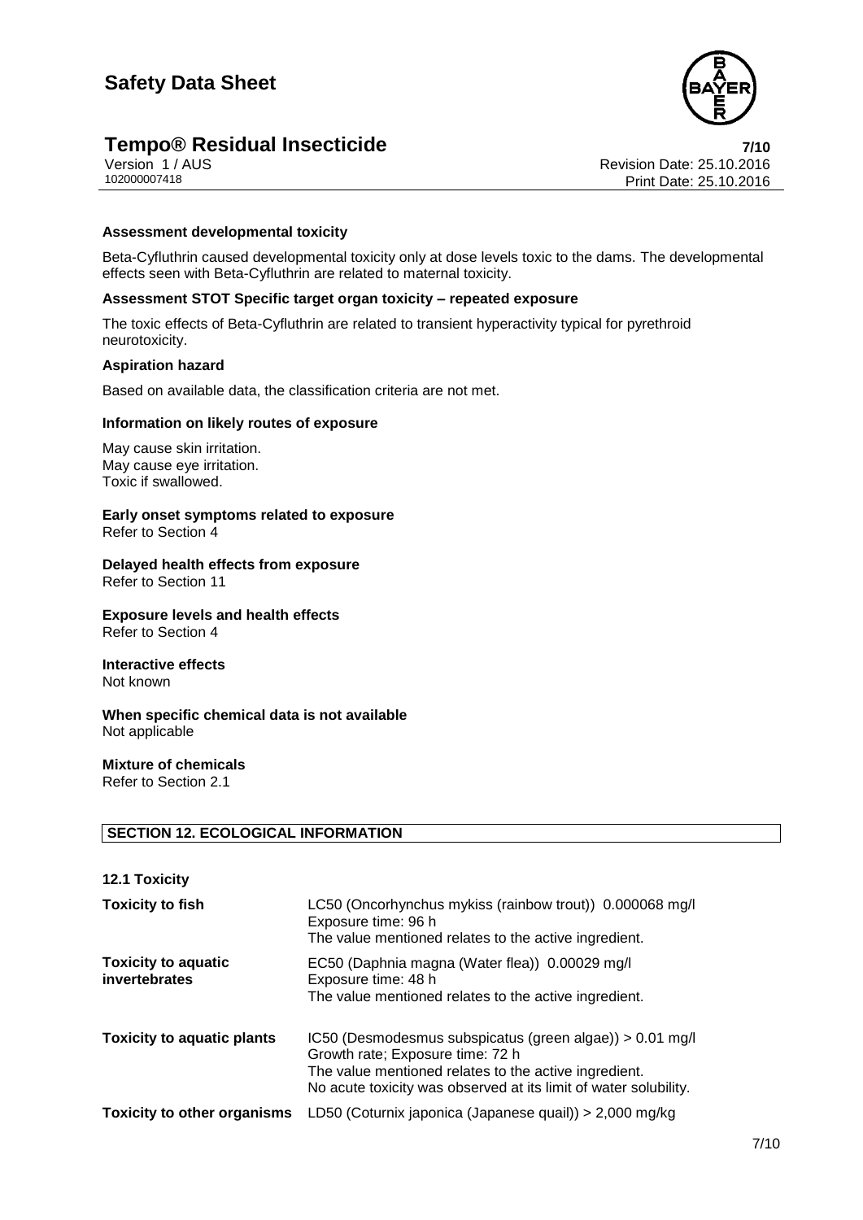**Assessment developmental toxicity**

Beta-Cyfluthrin caused developmental toxicity only at dose levels toxic to the dams. The developmental effects seen with Beta-Cyfluthrin are related to maternal toxicity.

**Assessment STOT Specific target organ toxicity – repeated exposure**

The toxic effects of Beta-Cyfluthrin are related to transient hyperactivity typical for pyrethroid neurotoxicity.

**Aspiration hazard**

Based on available data, the classification criteria are not met.

**Information on likely routes of exposure**

May cause skin irritation.
May cause eye irritation.
Toxic if swallowed.

**Early onset symptoms related to exposure**
Refer to Section 4

**Delayed health effects from exposure**
Refer to Section 11

**Exposure levels and health effects**
Refer to Section 4

**Interactive effects**
Not known

**When specific chemical data is not available**
Not applicable

**Mixture of chemicals**
Refer to Section 2.1

## SECTION 12. ECOLOGICAL INFORMATION

### 12.1 Toxicity

| | |
|---|---|
| **Toxicity to fish** | LC50 (Oncorhynchus mykiss (rainbow trout)) 0.000068 mg/l<br>Exposure time: 96 h<br>The value mentioned relates to the active ingredient. |
| **Toxicity to aquatic invertebrates** | EC50 (Daphnia magna (Water flea)) 0.00029 mg/l<br>Exposure time: 48 h<br>The value mentioned relates to the active ingredient. |
| **Toxicity to aquatic plants** | IC50 (Desmodesmus subspicatus (green algae)) > 0.01 mg/l<br>Growth rate; Exposure time: 72 h<br>The value mentioned relates to the active ingredient.<br>No acute toxicity was observed at its limit of water solubility. |
| **Toxicity to other organisms** | LD50 (Coturnix japonica (Japanese quail)) > 2,000 mg/kg |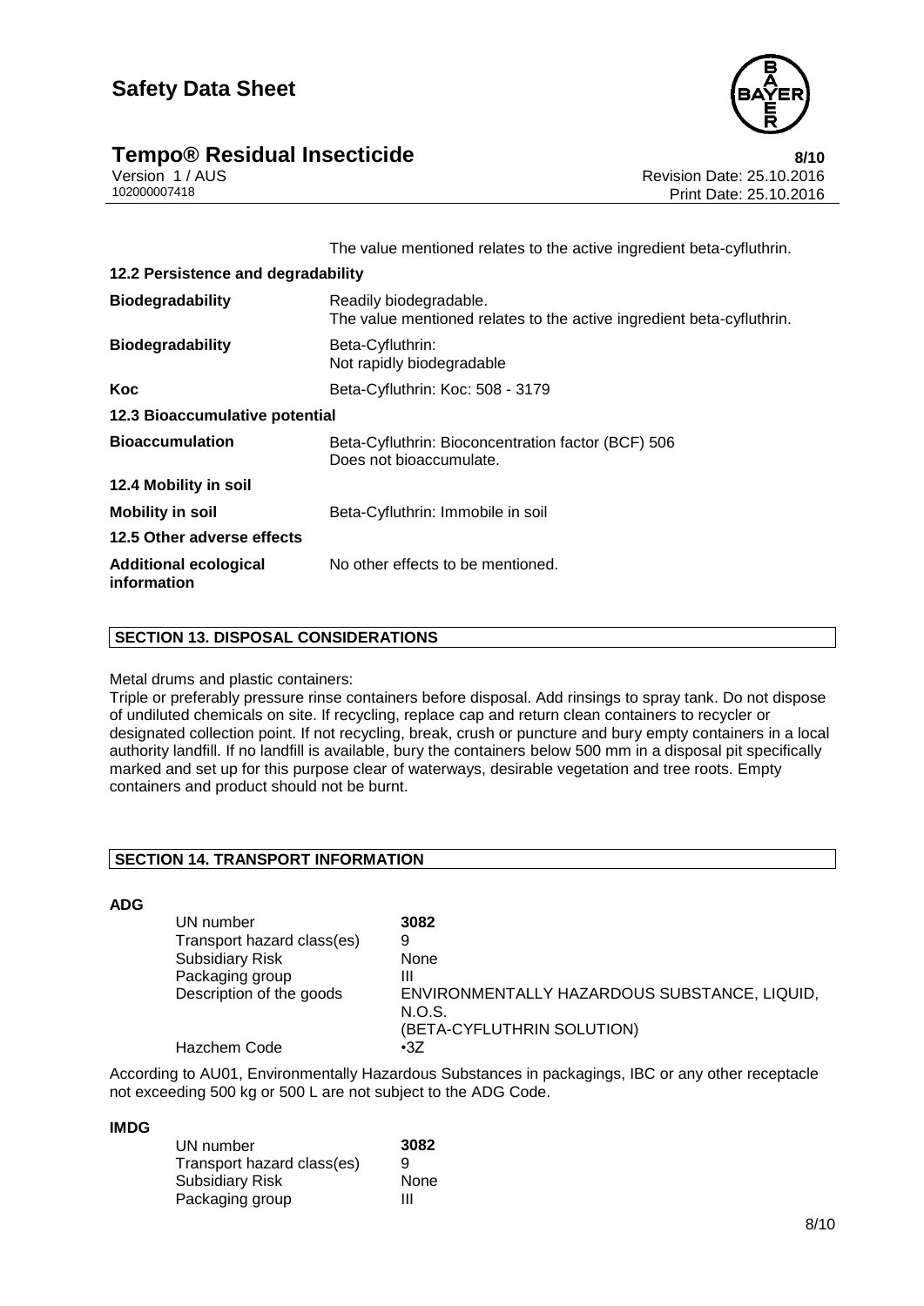The value mentioned relates to the active ingredient beta-cyfluthrin.

**12.2 Persistence and degradability**

| | |
|---|---|
| **Biodegradability** | Readily biodegradable.<br>The value mentioned relates to the active ingredient beta-cyfluthrin. |
| **Biodegradability** | Beta-Cyfluthrin:<br>Not rapidly biodegradable |
| **Koc** | Beta-Cyfluthrin: Koc: 508 - 3179 |

**12.3 Bioaccumulative potential**

| | |
|---|---|
| **Bioaccumulation** | Beta-Cyfluthrin: Bioconcentration factor (BCF) 506<br>Does not bioaccumulate. |

**12.4 Mobility in soil**

| | |
|---|---|
| **Mobility in soil** | Beta-Cyfluthrin: Immobile in soil |

**12.5 Other adverse effects**

| | |
|---|---|
| **Additional ecological information** | No other effects to be mentioned. |

## SECTION 13. DISPOSAL CONSIDERATIONS

Metal drums and plastic containers:
Triple or preferably pressure rinse containers before disposal. Add rinsings to spray tank. Do not dispose of undiluted chemicals on site. If recycling, replace cap and return clean containers to recycler or designated collection point. If not recycling, break, crush or puncture and bury empty containers in a local authority landfill. If no landfill is available, bury the containers below 500 mm in a disposal pit specifically marked and set up for this purpose clear of waterways, desirable vegetation and tree roots. Empty containers and product should not be burnt.

## SECTION 14. TRANSPORT INFORMATION

**ADG**

| | |
|---|---|
| UN number | **3082** |
| Transport hazard class(es) | 9 |
| Subsidiary Risk | None |
| Packaging group | III |
| Description of the goods | ENVIRONMENTALLY HAZARDOUS SUBSTANCE, LIQUID, N.O.S.<br>(BETA-CYFLUTHRIN SOLUTION) |
| Hazchem Code | •3Z |

According to AU01, Environmentally Hazardous Substances in packagings, IBC or any other receptacle not exceeding 500 kg or 500 L are not subject to the ADG Code.

**IMDG**

| | |
|---|---|
| UN number | **3082** |
| Transport hazard class(es) | 9 |
| Subsidiary Risk | None |
| Packaging group | III |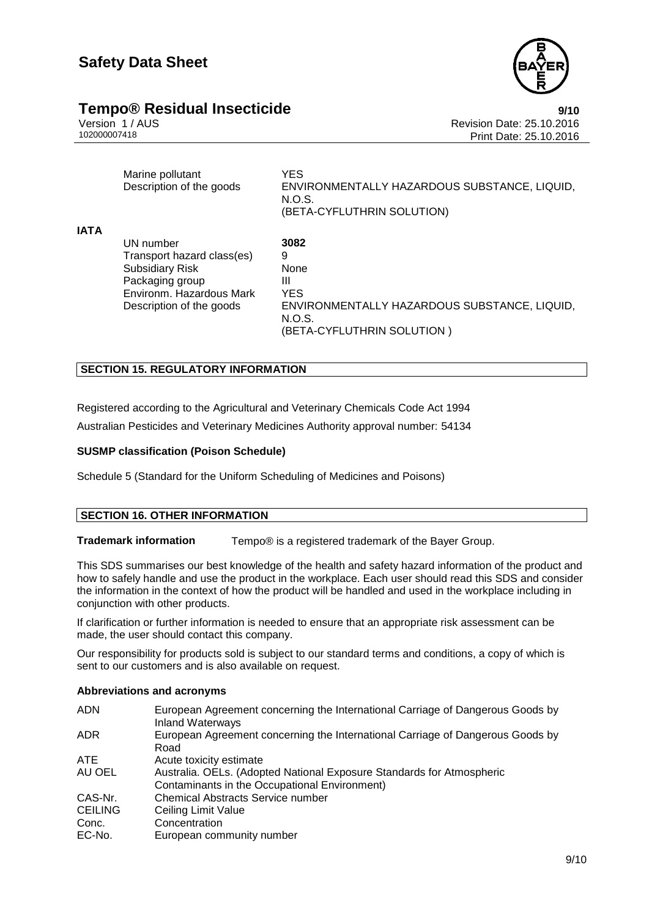| | | |
|---|---|---|
| | Marine pollutant | YES |
| | Description of the goods | ENVIRONMENTALLY HAZARDOUS SUBSTANCE, LIQUID, N.O.S. (BETA-CYFLUTHRIN SOLUTION) |
| **IATA** | | |
| | UN number | **3082** |
| | Transport hazard class(es) | 9 |
| | Subsidiary Risk | None |
| | Packaging group | III |
| | Environm. Hazardous Mark | YES |
| | Description of the goods | ENVIRONMENTALLY HAZARDOUS SUBSTANCE, LIQUID, N.O.S. (BETA-CYFLUTHRIN SOLUTION ) |

## SECTION 15. REGULATORY INFORMATION

Registered according to the Agricultural and Veterinary Chemicals Code Act 1994

Australian Pesticides and Veterinary Medicines Authority approval number: 54134

**SUSMP classification (Poison Schedule)**

Schedule 5 (Standard for the Uniform Scheduling of Medicines and Poisons)

## SECTION 16. OTHER INFORMATION

**Trademark information** Tempo® is a registered trademark of the Bayer Group.

This SDS summarises our best knowledge of the health and safety hazard information of the product and how to safely handle and use the product in the workplace. Each user should read this SDS and consider the information in the context of how the product will be handled and used in the workplace including in conjunction with other products.

If clarification or further information is needed to ensure that an appropriate risk assessment can be made, the user should contact this company.

Our responsibility for products sold is subject to our standard terms and conditions, a copy of which is sent to our customers and is also available on request.

**Abbreviations and acronyms**

| | |
|---|---|
| ADN | European Agreement concerning the International Carriage of Dangerous Goods by Inland Waterways |
| ADR | European Agreement concerning the International Carriage of Dangerous Goods by Road |
| ATE | Acute toxicity estimate |
| AU OEL | Australia. OELs. (Adopted National Exposure Standards for Atmospheric Contaminants in the Occupational Environment) |
| CAS-Nr. | Chemical Abstracts Service number |
| CEILING | Ceiling Limit Value |
| Conc. | Concentration |
| EC-No. | European community number |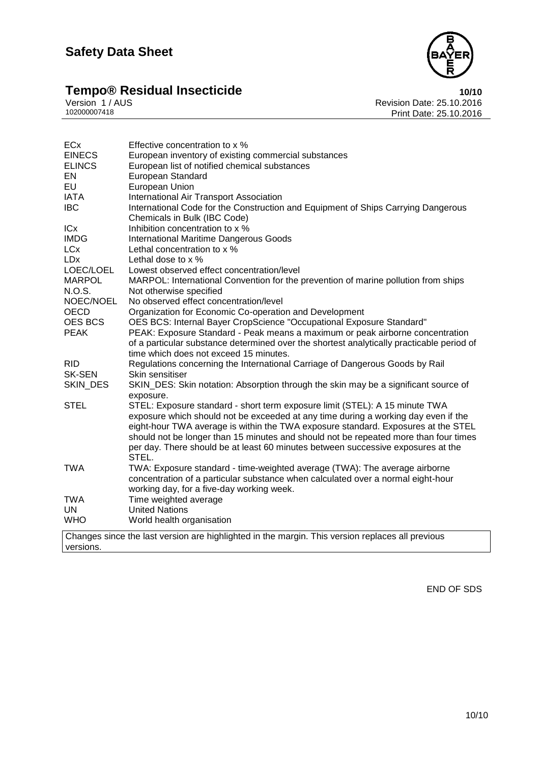| | |
|---|---|
| ECx | Effective concentration to x % |
| EINECS | European inventory of existing commercial substances |
| ELINCS | European list of notified chemical substances |
| EN | European Standard |
| EU | European Union |
| IATA | International Air Transport Association |
| IBC | International Code for the Construction and Equipment of Ships Carrying Dangerous Chemicals in Bulk (IBC Code) |
| ICx | Inhibition concentration to x % |
| IMDG | International Maritime Dangerous Goods |
| LCx | Lethal concentration to x % |
| LDx | Lethal dose to x % |
| LOEC/LOEL | Lowest observed effect concentration/level |
| MARPOL | MARPOL: International Convention for the prevention of marine pollution from ships |
| N.O.S. | Not otherwise specified |
| NOEC/NOEL | No observed effect concentration/level |
| OECD | Organization for Economic Co-operation and Development |
| OES BCS | OES BCS: Internal Bayer CropScience "Occupational Exposure Standard" |
| PEAK | PEAK: Exposure Standard - Peak means a maximum or peak airborne concentration of a particular substance determined over the shortest analytically practicable period of time which does not exceed 15 minutes. |
| RID | Regulations concerning the International Carriage of Dangerous Goods by Rail |
| SK-SEN | Skin sensitiser |
| SKIN_DES | SKIN_DES: Skin notation: Absorption through the skin may be a significant source of exposure. |
| STEL | STEL: Exposure standard - short term exposure limit (STEL): A 15 minute TWA exposure which should not be exceeded at any time during a working day even if the eight-hour TWA average is within the TWA exposure standard. Exposures at the STEL should not be longer than 15 minutes and should not be repeated more than four times per day. There should be at least 60 minutes between successive exposures at the STEL. |
| TWA | TWA: Exposure standard - time-weighted average (TWA): The average airborne concentration of a particular substance when calculated over a normal eight-hour working day, for a five-day working week. |
| TWA | Time weighted average |
| UN | United Nations |
| WHO | World health organisation |

Changes since the last version are highlighted in the margin. This version replaces all previous versions.

END OF SDS